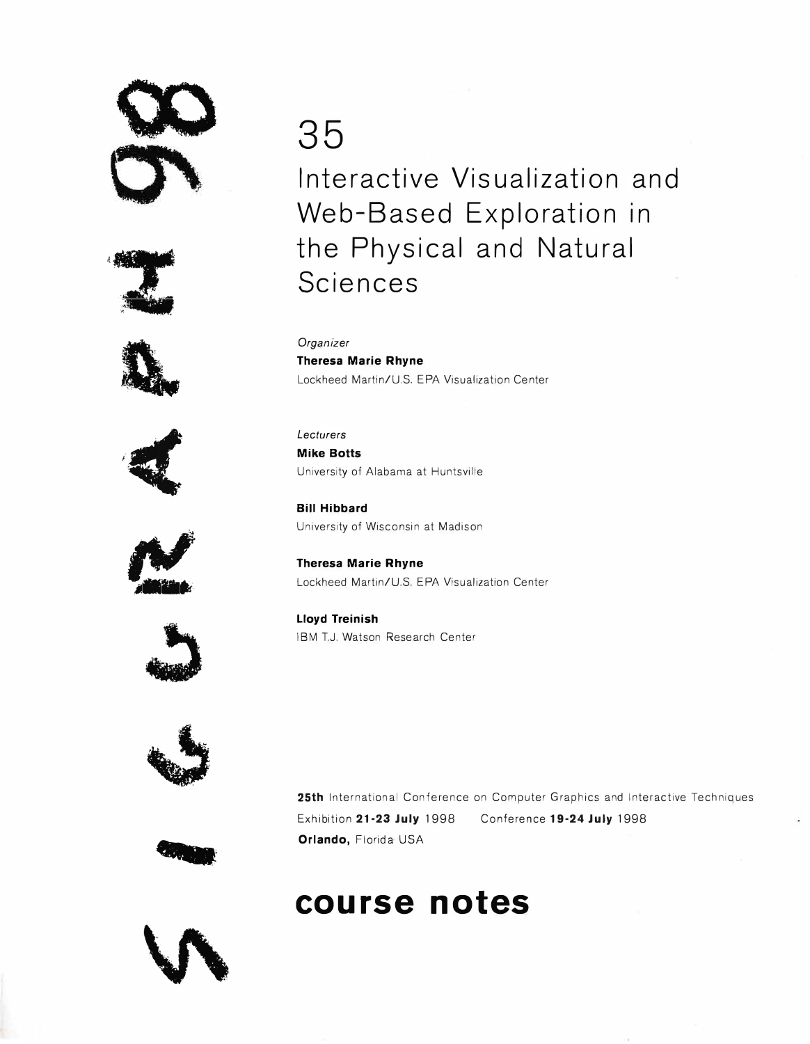SIGGRAPH 98

# 35

# Interactive Visualization and Web-Based Exploration in the Physical and Natural Sciences

*Organizer*

**Theresa Marie Rhyne**
Lockheed Martin/U.S. EPA Visualization Center

*Lecturers*

**Mike Botts**
University of Alabama at Huntsville

**Bill Hibbard**
University of Wisconsin at Madison

**Theresa Marie Rhyne**
Lockheed Martin/U.S. EPA Visualization Center

**Lloyd Treinish**
IBM T.J. Watson Research Center

**25th** International Conference on Computer Graphics and Interactive Techniques
Exhibition **21-23 July** 1998 Conference **19-24 July** 1998
**Orlando,** Florida USA

## course notes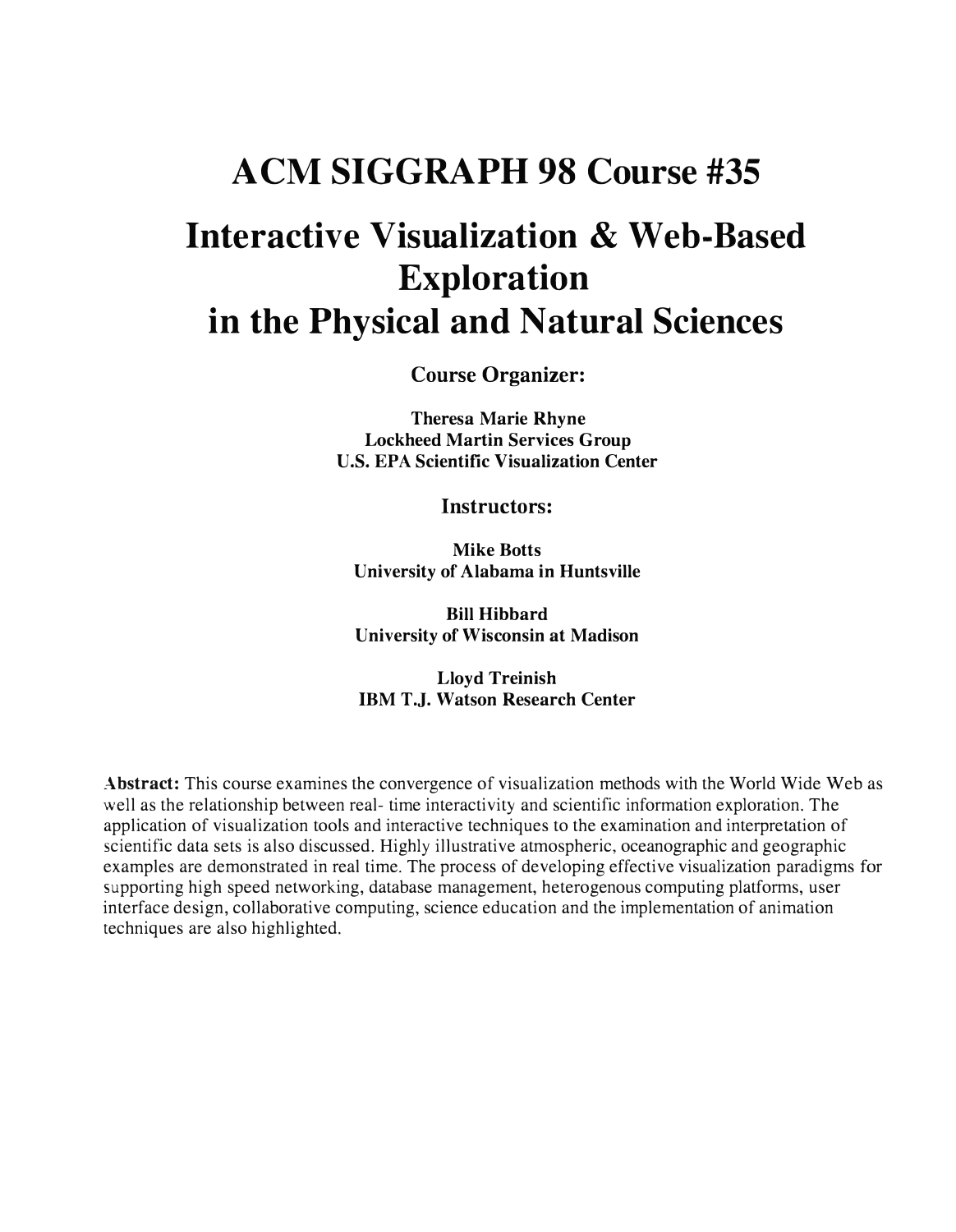# ACM SIGGRAPH 98 Course #35

# Interactive Visualization & Web-Based Exploration in the Physical and Natural Sciences

**Course Organizer:**

**Theresa Marie Rhyne**
**Lockheed Martin Services Group**
**U.S. EPA Scientific Visualization Center**

**Instructors:**

**Mike Botts**
**University of Alabama in Huntsville**

**Bill Hibbard**
**University of Wisconsin at Madison**

**Lloyd Treinish**
**IBM T.J. Watson Research Center**

**Abstract:** This course examines the convergence of visualization methods with the World Wide Web as well as the relationship between real- time interactivity and scientific information exploration. The application of visualization tools and interactive techniques to the examination and interpretation of scientific data sets is also discussed. Highly illustrative atmospheric, oceanographic and geographic examples are demonstrated in real time. The process of developing effective visualization paradigms for supporting high speed networking, database management, heterogenous computing platforms, user interface design, collaborative computing, science education and the implementation of animation techniques are also highlighted.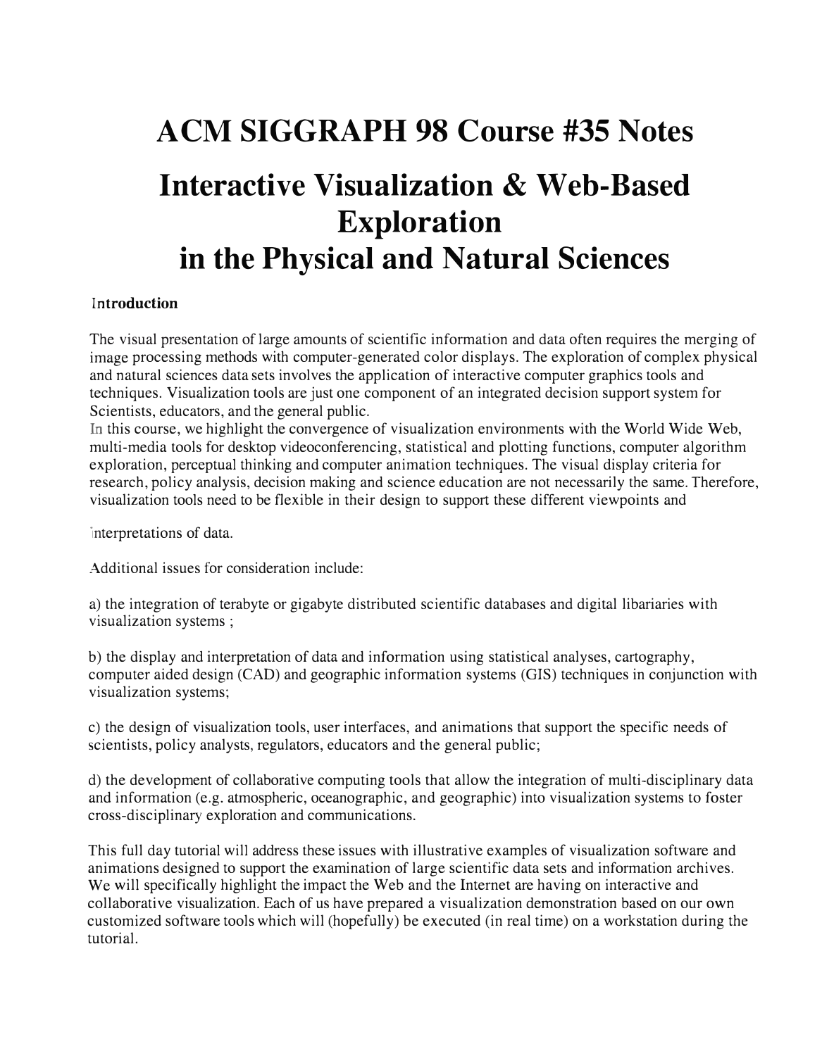# ACM SIGGRAPH 98 Course #35 Notes

# Interactive Visualization & Web-Based Exploration in the Physical and Natural Sciences

### Introduction

The visual presentation of large amounts of scientific information and data often requires the merging of image processing methods with computer-generated color displays. The exploration of complex physical and natural sciences data sets involves the application of interactive computer graphics tools and techniques. Visualization tools are just one component of an integrated decision support system for Scientists, educators, and the general public.

In this course, we highlight the convergence of visualization environments with the World Wide Web, multi-media tools for desktop videoconferencing, statistical and plotting functions, computer algorithm exploration, perceptual thinking and computer animation techniques. The visual display criteria for research, policy analysis, decision making and science education are not necessarily the same. Therefore, visualization tools need to be flexible in their design to support these different viewpoints and interpretations of data.

Additional issues for consideration include:

a) the integration of terabyte or gigabyte distributed scientific databases and digital libariaries with visualization systems ;

b) the display and interpretation of data and information using statistical analyses, cartography, computer aided design (CAD) and geographic information systems (GIS) techniques in conjunction with visualization systems;

c) the design of visualization tools, user interfaces, and animations that support the specific needs of scientists, policy analysts, regulators, educators and the general public;

d) the development of collaborative computing tools that allow the integration of multi-disciplinary data and information (e.g. atmospheric, oceanographic, and geographic) into visualization systems to foster cross-disciplinary exploration and communications.

This full day tutorial will address these issues with illustrative examples of visualization software and animations designed to support the examination of large scientific data sets and information archives. We will specifically highlight the impact the Web and the Internet are having on interactive and collaborative visualization. Each of us have prepared a visualization demonstration based on our own customized software tools which will (hopefully) be executed (in real time) on a workstation during the tutorial.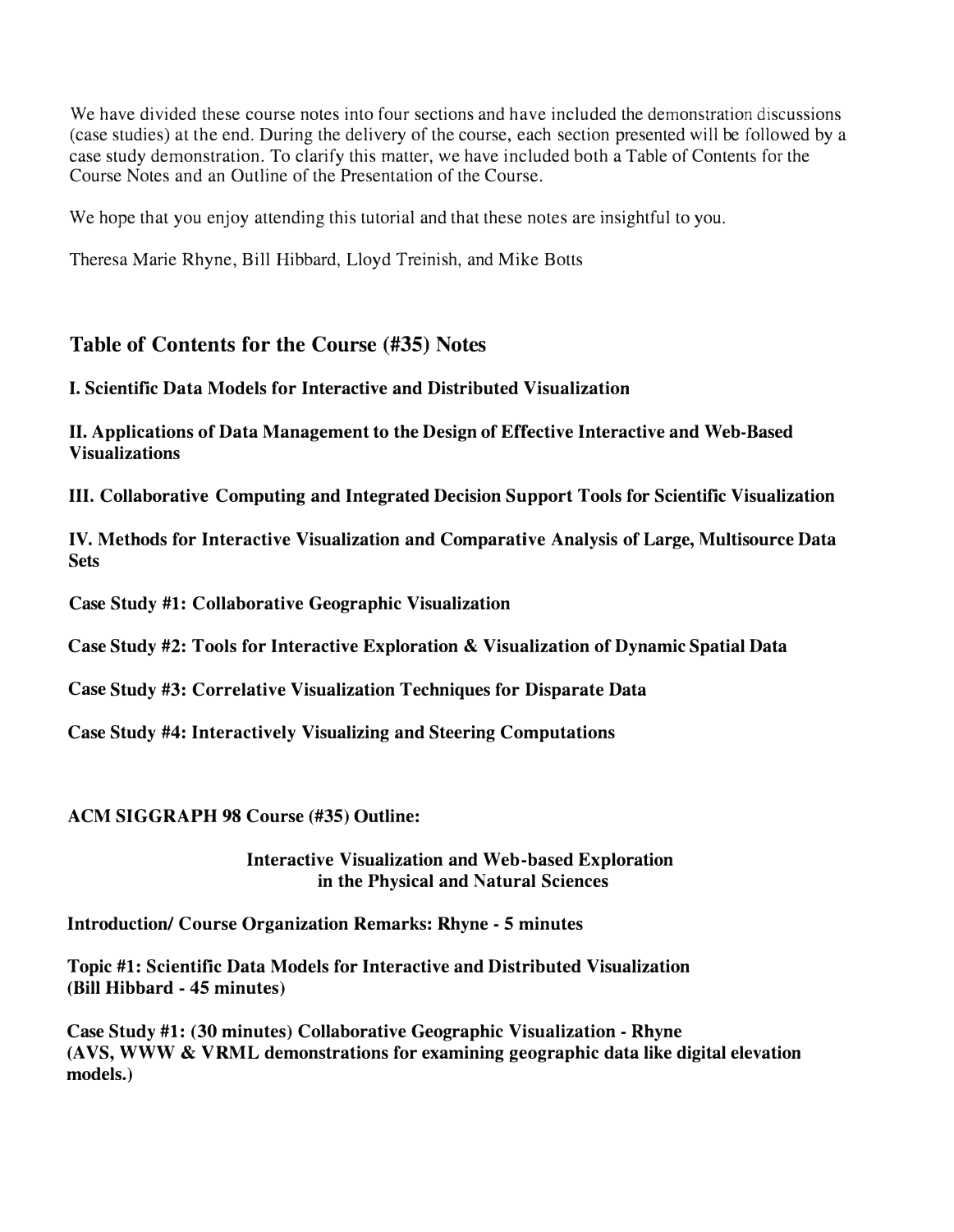We have divided these course notes into four sections and have included the demonstration discussions (case studies) at the end. During the delivery of the course, each section presented will be followed by a case study demonstration. To clarify this matter, we have included both a Table of Contents for the Course Notes and an Outline of the Presentation of the Course.

We hope that you enjoy attending this tutorial and that these notes are insightful to you.

Theresa Marie Rhyne, Bill Hibbard, Lloyd Treinish, and Mike Botts

## Table of Contents for the Course (#35) Notes

**I. Scientific Data Models for Interactive and Distributed Visualization**

**II. Applications of Data Management to the Design of Effective Interactive and Web-Based Visualizations**

**III. Collaborative Computing and Integrated Decision Support Tools for Scientific Visualization**

**IV. Methods for Interactive Visualization and Comparative Analysis of Large, Multisource Data Sets**

**Case Study #1: Collaborative Geographic Visualization**

**Case Study #2: Tools for Interactive Exploration & Visualization of Dynamic Spatial Data**

**Case Study #3: Correlative Visualization Techniques for Disparate Data**

**Case Study #4: Interactively Visualizing and Steering Computations**

**ACM SIGGRAPH 98 Course (#35) Outline:**

**Interactive Visualization and Web-based Exploration in the Physical and Natural Sciences**

**Introduction/ Course Organization Remarks: Rhyne - 5 minutes**

**Topic #1: Scientific Data Models for Interactive and Distributed Visualization (Bill Hibbard - 45 minutes)**

**Case Study #1: (30 minutes) Collaborative Geographic Visualization - Rhyne (AVS, WWW & VRML demonstrations for examining geographic data like digital elevation models.)**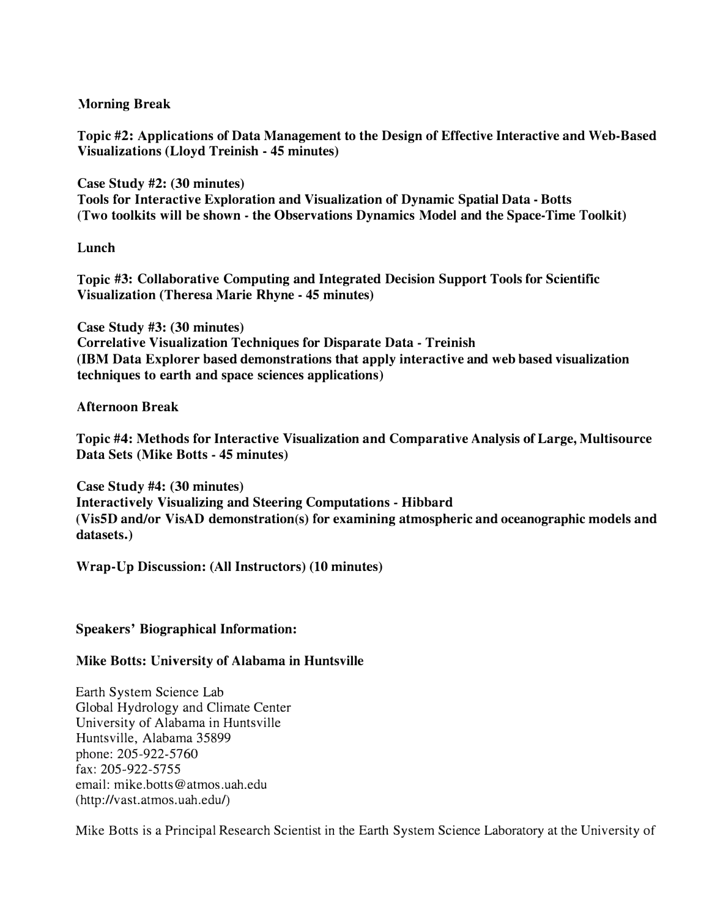**Morning Break**

**Topic #2: Applications of Data Management to the Design of Effective Interactive and Web-Based Visualizations (Lloyd Treinish - 45 minutes)**

**Case Study #2: (30 minutes)**
**Tools for Interactive Exploration and Visualization of Dynamic Spatial Data - Botts**
**(Two toolkits will be shown - the Observations Dynamics Model and the Space-Time Toolkit)**

**Lunch**

**Topic #3: Collaborative Computing and Integrated Decision Support Tools for Scientific Visualization (Theresa Marie Rhyne - 45 minutes)**

**Case Study #3: (30 minutes)**
**Correlative Visualization Techniques for Disparate Data - Treinish**
**(IBM Data Explorer based demonstrations that apply interactive and web based visualization techniques to earth and space sciences applications)**

**Afternoon Break**

**Topic #4: Methods for Interactive Visualization and Comparative Analysis of Large, Multisource Data Sets (Mike Botts - 45 minutes)**

**Case Study #4: (30 minutes)**
**Interactively Visualizing and Steering Computations - Hibbard**
**(Vis5D and/or VisAD demonstration(s) for examining atmospheric and oceanographic models and datasets.)**

**Wrap-Up Discussion: (All Instructors) (10 minutes)**

**Speakers' Biographical Information:**

**Mike Botts: University of Alabama in Huntsville**

Earth System Science Lab
Global Hydrology and Climate Center
University of Alabama in Huntsville
Huntsville, Alabama 35899
phone: 205-922-5760
fax: 205-922-5755
email: mike.botts@atmos.uah.edu
(http://vast.atmos.uah.edu/)

Mike Botts is a Principal Research Scientist in the Earth System Science Laboratory at the University of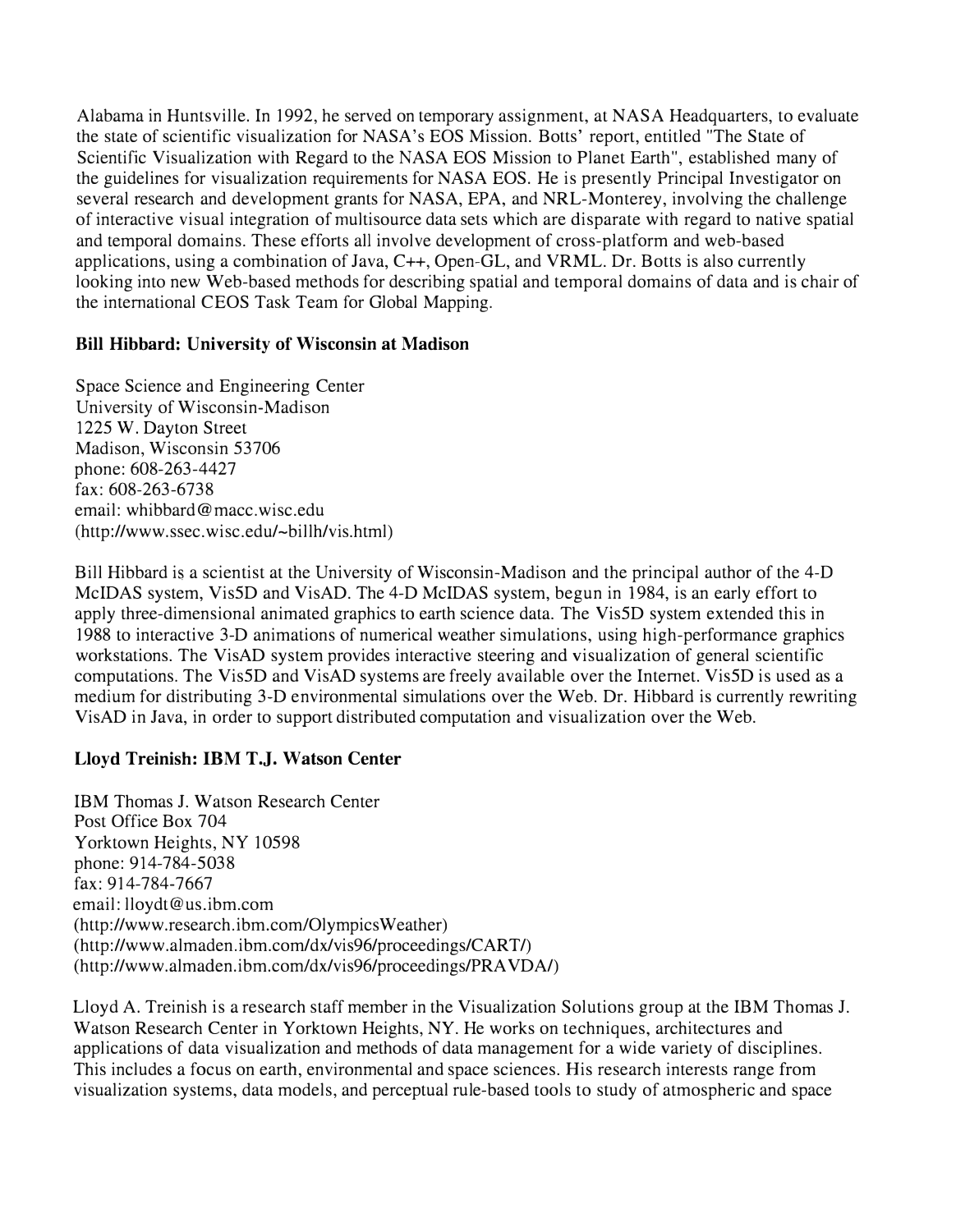Alabama in Huntsville. In 1992, he served on temporary assignment, at NASA Headquarters, to evaluate the state of scientific visualization for NASA's EOS Mission. Botts' report, entitled "The State of Scientific Visualization with Regard to the NASA EOS Mission to Planet Earth", established many of the guidelines for visualization requirements for NASA EOS. He is presently Principal Investigator on several research and development grants for NASA, EPA, and NRL-Monterey, involving the challenge of interactive visual integration of multisource data sets which are disparate with regard to native spatial and temporal domains. These efforts all involve development of cross-platform and web-based applications, using a combination of Java, C++, Open-GL, and VRML. Dr. Botts is also currently looking into new Web-based methods for describing spatial and temporal domains of data and is chair of the international CEOS Task Team for Global Mapping.

**Bill Hibbard: University of Wisconsin at Madison**

Space Science and Engineering Center
University of Wisconsin-Madison
1225 W. Dayton Street
Madison, Wisconsin 53706
phone: 608-263-4427
fax: 608-263-6738
email: whibbard@macc.wisc.edu
(http://www.ssec.wisc.edu/~billh/vis.html)

Bill Hibbard is a scientist at the University of Wisconsin-Madison and the principal author of the 4-D McIDAS system, Vis5D and VisAD. The 4-D McIDAS system, begun in 1984, is an early effort to apply three-dimensional animated graphics to earth science data. The Vis5D system extended this in 1988 to interactive 3-D animations of numerical weather simulations, using high-performance graphics workstations. The VisAD system provides interactive steering and visualization of general scientific computations. The Vis5D and VisAD systems are freely available over the Internet. Vis5D is used as a medium for distributing 3-D environmental simulations over the Web. Dr. Hibbard is currently rewriting VisAD in Java, in order to support distributed computation and visualization over the Web.

**Lloyd Treinish: IBM T.J. Watson Center**

IBM Thomas J. Watson Research Center
Post Office Box 704
Yorktown Heights, NY 10598
phone: 914-784-5038
fax: 914-784-7667
email: lloydt@us.ibm.com
(http://www.research.ibm.com/OlympicsWeather)
(http://www.almaden.ibm.com/dx/vis96/proceedings/CART/)
(http://www.almaden.ibm.com/dx/vis96/proceedings/PRAVDA/)

Lloyd A. Treinish is a research staff member in the Visualization Solutions group at the IBM Thomas J. Watson Research Center in Yorktown Heights, NY. He works on techniques, architectures and applications of data visualization and methods of data management for a wide variety of disciplines. This includes a focus on earth, environmental and space sciences. His research interests range from visualization systems, data models, and perceptual rule-based tools to study of atmospheric and space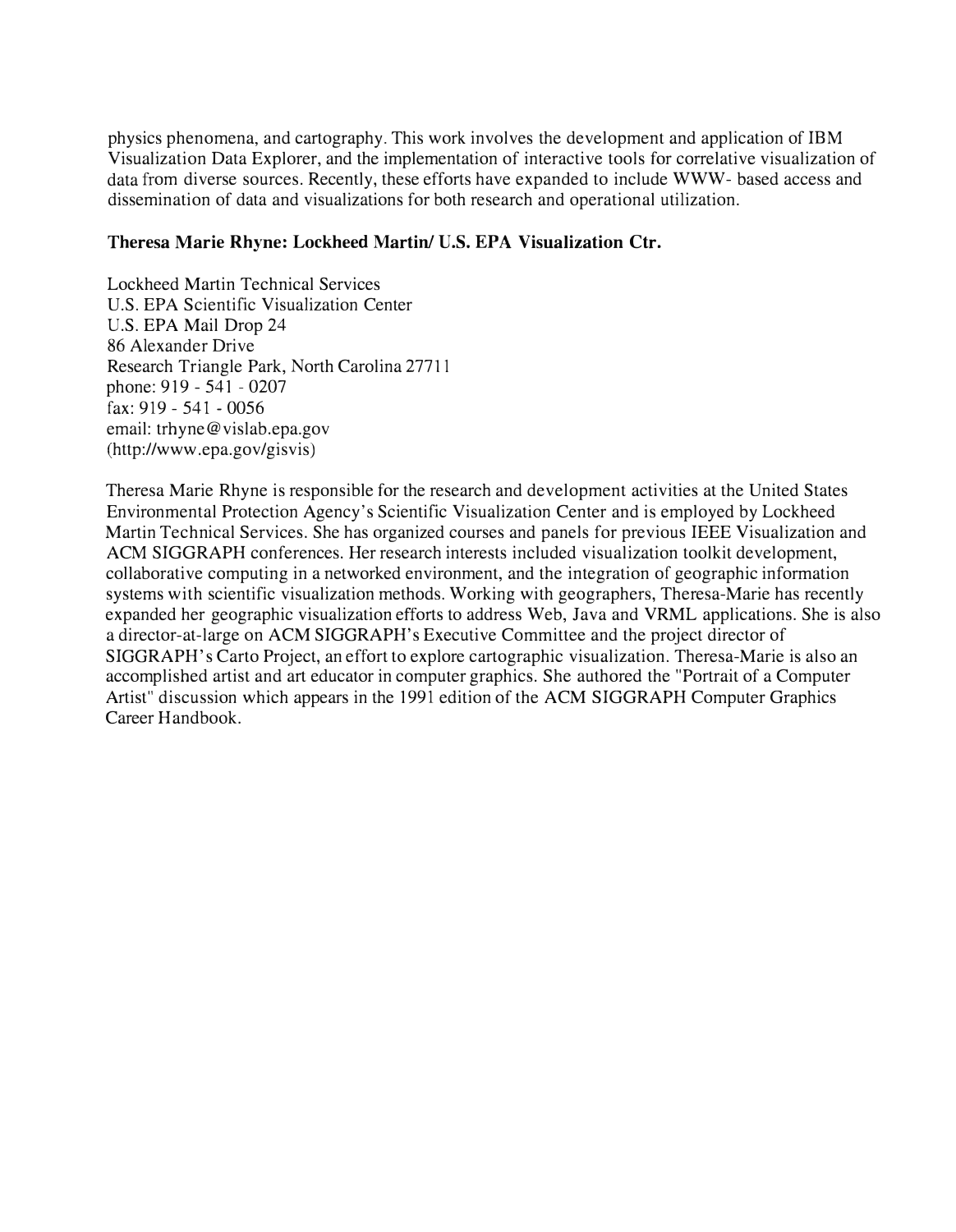physics phenomena, and cartography. This work involves the development and application of IBM Visualization Data Explorer, and the implementation of interactive tools for correlative visualization of data from diverse sources. Recently, these efforts have expanded to include WWW- based access and dissemination of data and visualizations for both research and operational utilization.

**Theresa Marie Rhyne: Lockheed Martin/ U.S. EPA Visualization Ctr.**

Lockheed Martin Technical Services
U.S. EPA Scientific Visualization Center
U.S. EPA Mail Drop 24
86 Alexander Drive
Research Triangle Park, North Carolina 27711
phone: 919 - 541 - 0207
fax: 919 - 541 - 0056
email: trhyne@vislab.epa.gov
(http://www.epa.gov/gisvis)

Theresa Marie Rhyne is responsible for the research and development activities at the United States Environmental Protection Agency's Scientific Visualization Center and is employed by Lockheed Martin Technical Services. She has organized courses and panels for previous IEEE Visualization and ACM SIGGRAPH conferences. Her research interests included visualization toolkit development, collaborative computing in a networked environment, and the integration of geographic information systems with scientific visualization methods. Working with geographers, Theresa-Marie has recently expanded her geographic visualization efforts to address Web, Java and VRML applications. She is also a director-at-large on ACM SIGGRAPH's Executive Committee and the project director of SIGGRAPH's Carto Project, an effort to explore cartographic visualization. Theresa-Marie is also an accomplished artist and art educator in computer graphics. She authored the "Portrait of a Computer Artist" discussion which appears in the 1991 edition of the ACM SIGGRAPH Computer Graphics Career Handbook.